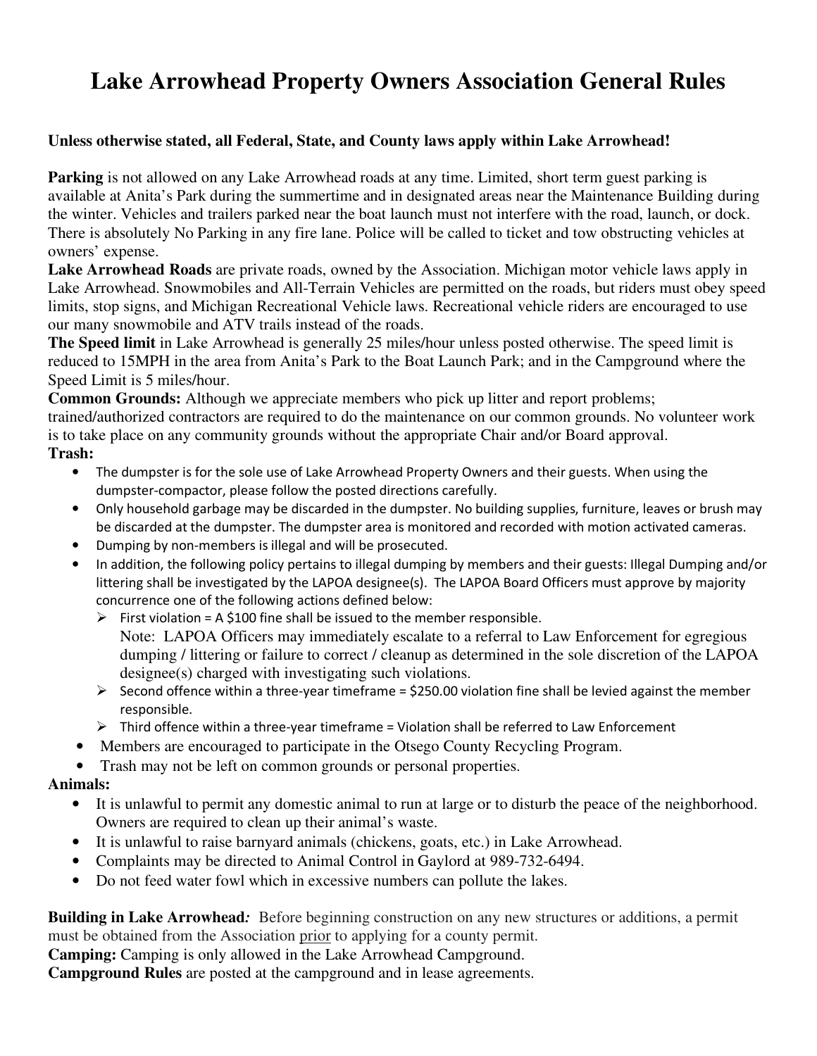# Lake Arrowhead Property Owners Association General Rules

**Unless otherwise stated, all Federal, State, and County laws apply within Lake Arrowhead!**

**Parking** is not allowed on any Lake Arrowhead roads at any time. Limited, short term guest parking is available at Anita's Park during the summertime and in designated areas near the Maintenance Building during the winter. Vehicles and trailers parked near the boat launch must not interfere with the road, launch, or dock. There is absolutely No Parking in any fire lane. Police will be called to ticket and tow obstructing vehicles at owners' expense.

**Lake Arrowhead Roads** are private roads, owned by the Association. Michigan motor vehicle laws apply in Lake Arrowhead. Snowmobiles and All-Terrain Vehicles are permitted on the roads, but riders must obey speed limits, stop signs, and Michigan Recreational Vehicle laws. Recreational vehicle riders are encouraged to use our many snowmobile and ATV trails instead of the roads.

**The Speed limit** in Lake Arrowhead is generally 25 miles/hour unless posted otherwise. The speed limit is reduced to 15MPH in the area from Anita's Park to the Boat Launch Park; and in the Campground where the Speed Limit is 5 miles/hour.

**Common Grounds:** Although we appreciate members who pick up litter and report problems; trained/authorized contractors are required to do the maintenance on our common grounds. No volunteer work is to take place on any community grounds without the appropriate Chair and/or Board approval.

**Trash:**

- The dumpster is for the sole use of Lake Arrowhead Property Owners and their guests. When using the dumpster-compactor, please follow the posted directions carefully.
- Only household garbage may be discarded in the dumpster. No building supplies, furniture, leaves or brush may be discarded at the dumpster. The dumpster area is monitored and recorded with motion activated cameras.
- Dumping by non-members is illegal and will be prosecuted.
- In addition, the following policy pertains to illegal dumping by members and their guests: Illegal Dumping and/or littering shall be investigated by the LAPOA designee(s). The LAPOA Board Officers must approve by majority concurrence one of the following actions defined below:
  - First violation = A $100 fine shall be issued to the member responsible.
    Note: LAPOA Officers may immediately escalate to a referral to Law Enforcement for egregious dumping / littering or failure to correct / cleanup as determined in the sole discretion of the LAPOA designee(s) charged with investigating such violations.
  - Second offence within a three-year timeframe = $250.00 violation fine shall be levied against the member responsible.
  - Third offence within a three-year timeframe = Violation shall be referred to Law Enforcement
- Members are encouraged to participate in the Otsego County Recycling Program.
- Trash may not be left on common grounds or personal properties.

**Animals:**

- It is unlawful to permit any domestic animal to run at large or to disturb the peace of the neighborhood. Owners are required to clean up their animal's waste.
- It is unlawful to raise barnyard animals (chickens, goats, etc.) in Lake Arrowhead.
- Complaints may be directed to Animal Control in Gaylord at 989-732-6494.
- Do not feed water fowl which in excessive numbers can pollute the lakes.

**Building in Lake Arrowhead*:*** Before beginning construction on any new structures or additions, a permit must be obtained from the Association prior to applying for a county permit.

**Camping:** Camping is only allowed in the Lake Arrowhead Campground.

**Campground Rules** are posted at the campground and in lease agreements.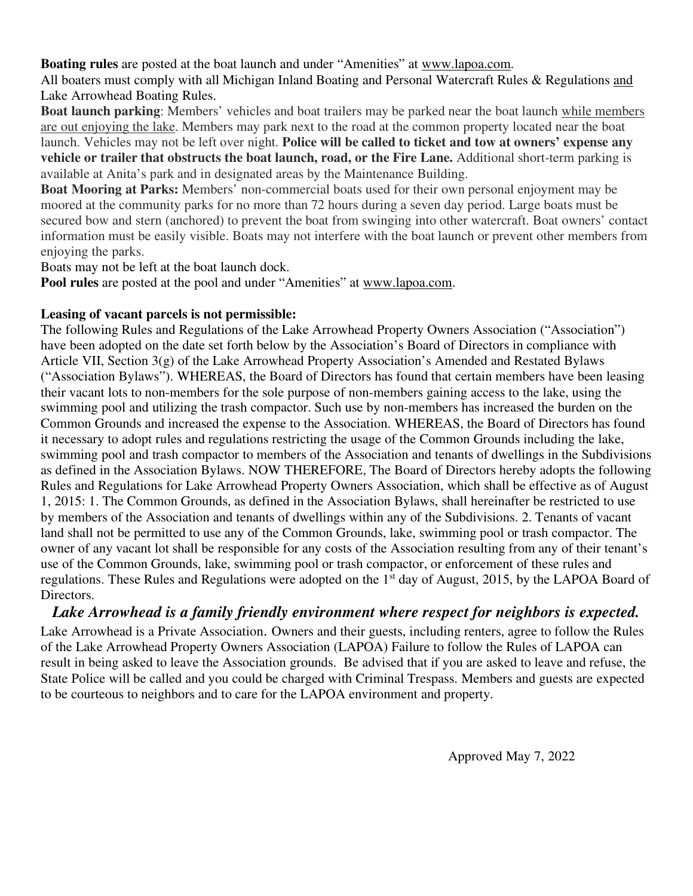**Boating rules** are posted at the boat launch and under "Amenities" at www.lapoa.com.
All boaters must comply with all Michigan Inland Boating and Personal Watercraft Rules & Regulations and Lake Arrowhead Boating Rules.

**Boat launch parking**: Members' vehicles and boat trailers may be parked near the boat launch while members are out enjoying the lake. Members may park next to the road at the common property located near the boat launch. Vehicles may not be left over night. **Police will be called to ticket and tow at owners' expense any vehicle or trailer that obstructs the boat launch, road, or the Fire Lane.** Additional short-term parking is available at Anita's park and in designated areas by the Maintenance Building.

**Boat Mooring at Parks:** Members' non-commercial boats used for their own personal enjoyment may be moored at the community parks for no more than 72 hours during a seven day period. Large boats must be secured bow and stern (anchored) to prevent the boat from swinging into other watercraft. Boat owners' contact information must be easily visible. Boats may not interfere with the boat launch or prevent other members from enjoying the parks.

Boats may not be left at the boat launch dock.

**Pool rules** are posted at the pool and under "Amenities" at www.lapoa.com.

**Leasing of vacant parcels is not permissible:**

The following Rules and Regulations of the Lake Arrowhead Property Owners Association ("Association") have been adopted on the date set forth below by the Association's Board of Directors in compliance with Article VII, Section 3(g) of the Lake Arrowhead Property Association's Amended and Restated Bylaws ("Association Bylaws"). WHEREAS, the Board of Directors has found that certain members have been leasing their vacant lots to non-members for the sole purpose of non-members gaining access to the lake, using the swimming pool and utilizing the trash compactor. Such use by non-members has increased the burden on the Common Grounds and increased the expense to the Association. WHEREAS, the Board of Directors has found it necessary to adopt rules and regulations restricting the usage of the Common Grounds including the lake, swimming pool and trash compactor to members of the Association and tenants of dwellings in the Subdivisions as defined in the Association Bylaws. NOW THEREFORE, The Board of Directors hereby adopts the following Rules and Regulations for Lake Arrowhead Property Owners Association, which shall be effective as of August 1, 2015: 1. The Common Grounds, as defined in the Association Bylaws, shall hereinafter be restricted to use by members of the Association and tenants of dwellings within any of the Subdivisions. 2. Tenants of vacant land shall not be permitted to use any of the Common Grounds, lake, swimming pool or trash compactor. The owner of any vacant lot shall be responsible for any costs of the Association resulting from any of their tenant's use of the Common Grounds, lake, swimming pool or trash compactor, or enforcement of these rules and regulations. These Rules and Regulations were adopted on the 1st day of August, 2015, by the LAPOA Board of Directors.

***Lake Arrowhead is a family friendly environment where respect for neighbors is expected.***

Lake Arrowhead is a Private Association. Owners and their guests, including renters, agree to follow the Rules of the Lake Arrowhead Property Owners Association (LAPOA) Failure to follow the Rules of LAPOA can result in being asked to leave the Association grounds. Be advised that if you are asked to leave and refuse, the State Police will be called and you could be charged with Criminal Trespass. Members and guests are expected to be courteous to neighbors and to care for the LAPOA environment and property.

Approved May 7, 2022